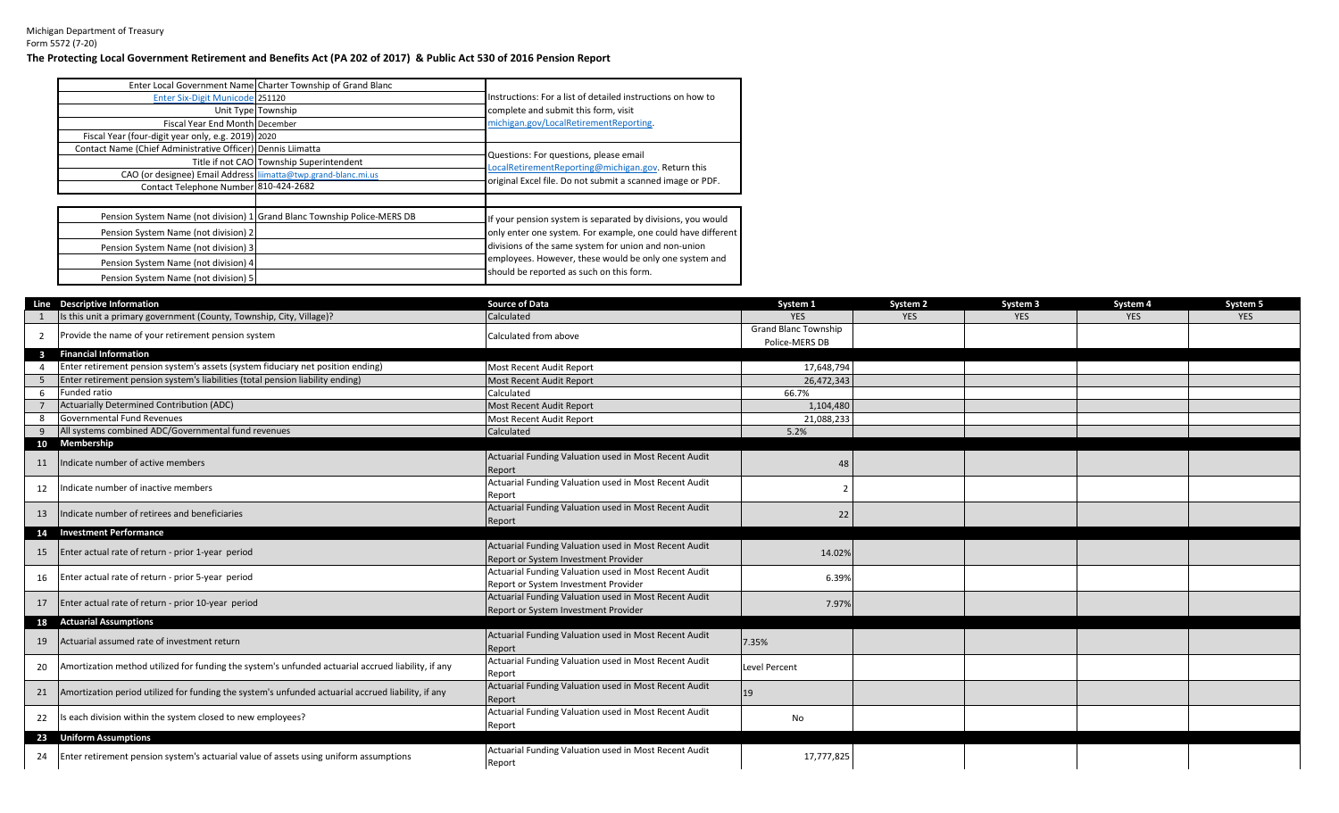Michigan Department of Treasury
Form 5572 (7-20)

**The Protecting Local Government Retirement and Benefits Act (PA 202 of 2017) & Public Act 530 of 2016 Pension Report**

| | | |
|---|---|---|
| Enter Local Government Name | Charter Township of Grand Blanc | Instructions: For a list of detailed instructions on how to complete and submit this form, visit michigan.gov/LocalRetirementReporting. |
| Enter Six-Digit Municode | 251120 | |
| Unit Type | Township | |
| Fiscal Year End Month | December | |
| Fiscal Year (four-digit year only, e.g. 2019) | 2020 | |
| Contact Name (Chief Administrative Officer) | Dennis Liimatta | Questions: For questions, please email LocalRetirementReporting@michigan.gov. Return this original Excel file. Do not submit a scanned image or PDF. |
| Title if not CAO | Township Superintendent | |
| CAO (or designee) Email Address | liimatta@twp.grand-blanc.mi.us | |
| Contact Telephone Number | 810-424-2682 | |

| | | |
|---|---|---|
| Pension System Name (not division) 1 | Grand Blanc Township Police-MERS DB | If your pension system is separated by divisions, you would only enter one system. For example, one could have different divisions of the same system for union and non-union employees. However, these would be only one system and should be reported as such on this form. |
| Pension System Name (not division) 2 | | |
| Pension System Name (not division) 3 | | |
| Pension System Name (not division) 4 | | |
| Pension System Name (not division) 5 | | |

| Line | Descriptive Information | Source of Data | System 1 | System 2 | System 3 | System 4 | System 5 |
|---|---|---|---|---|---|---|---|
| 1 | Is this unit a primary government (County, Township, City, Village)? | Calculated | YES | YES | YES | YES | YES |
| 2 | Provide the name of your retirement pension system | Calculated from above | Grand Blanc Township Police-MERS DB | | | | |
| 3 | **Financial Information** | | | | | | |
| 4 | Enter retirement pension system's assets (system fiduciary net position ending) | Most Recent Audit Report | 17,648,794 | | | | |
| 5 | Enter retirement pension system's liabilities (total pension liability ending) | Most Recent Audit Report | 26,472,343 | | | | |
| 6 | Funded ratio | Calculated | 66.7% | | | | |
| 7 | Actuarially Determined Contribution (ADC) | Most Recent Audit Report | 1,104,480 | | | | |
| 8 | Governmental Fund Revenues | Most Recent Audit Report | 21,088,233 | | | | |
| 9 | All systems combined ADC/Governmental fund revenues | Calculated | 5.2% | | | | |
| 10 | **Membership** | | | | | | |
| 11 | Indicate number of active members | Actuarial Funding Valuation used in Most Recent Audit Report | 48 | | | | |
| 12 | Indicate number of inactive members | Actuarial Funding Valuation used in Most Recent Audit Report | 2 | | | | |
| 13 | Indicate number of retirees and beneficiaries | Actuarial Funding Valuation used in Most Recent Audit Report | 22 | | | | |
| 14 | **Investment Performance** | | | | | | |
| 15 | Enter actual rate of return - prior 1-year period | Actuarial Funding Valuation used in Most Recent Audit Report or System Investment Provider | 14.02% | | | | |
| 16 | Enter actual rate of return - prior 5-year period | Actuarial Funding Valuation used in Most Recent Audit Report or System Investment Provider | 6.39% | | | | |
| 17 | Enter actual rate of return - prior 10-year period | Actuarial Funding Valuation used in Most Recent Audit Report or System Investment Provider | 7.97% | | | | |
| 18 | **Actuarial Assumptions** | | | | | | |
| 19 | Actuarial assumed rate of investment return | Actuarial Funding Valuation used in Most Recent Audit Report | 7.35% | | | | |
| 20 | Amortization method utilized for funding the system's unfunded actuarial accrued liability, if any | Actuarial Funding Valuation used in Most Recent Audit Report | Level Percent | | | | |
| 21 | Amortization period utilized for funding the system's unfunded actuarial accrued liability, if any | Actuarial Funding Valuation used in Most Recent Audit Report | 19 | | | | |
| 22 | Is each division within the system closed to new employees? | Actuarial Funding Valuation used in Most Recent Audit Report | No | | | | |
| 23 | **Uniform Assumptions** | | | | | | |
| 24 | Enter retirement pension system's actuarial value of assets using uniform assumptions | Actuarial Funding Valuation used in Most Recent Audit Report | 17,777,825 | | | | |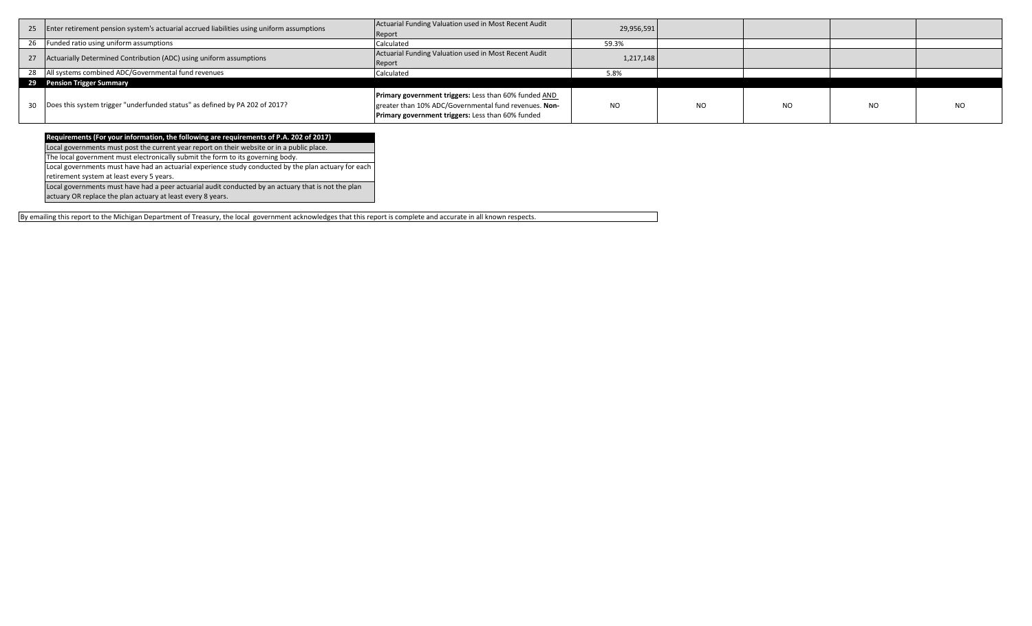| | | | | | | | |
|---|---|---|---|---|---|---|---|
| 25 | Enter retirement pension system's actuarial accrued liabilities using uniform assumptions | Actuarial Funding Valuation used in Most Recent Audit Report | 29,956,591 | | | | |
| 26 | Funded ratio using uniform assumptions | Calculated | 59.3% | | | | |
| 27 | Actuarially Determined Contribution (ADC) using uniform assumptions | Actuarial Funding Valuation used in Most Recent Audit Report | 1,217,148 | | | | |
| 28 | All systems combined ADC/Governmental fund revenues | Calculated | 5.8% | | | | |
| **29** | **Pension Trigger Summary** | | | | | | |
| 30 | Does this system trigger "underfunded status" as defined by PA 202 of 2017? | **Primary government triggers:** Less than 60% funded AND greater than 10% ADC/Governmental fund revenues. **Non-Primary government triggers:** Less than 60% funded | NO | NO | NO | NO | NO |

| **Requirements (For your information, the following are requirements of P.A. 202 of 2017)** |
|---|
| Local governments must post the current year report on their website or in a public place. |
| The local government must electronically submit the form to its governing body. |
| Local governments must have had an actuarial experience study conducted by the plan actuary for each retirement system at least every 5 years. |
| Local governments must have had a peer actuarial audit conducted by an actuary that is not the plan actuary OR replace the plan actuary at least every 8 years. |

By emailing this report to the Michigan Department of Treasury, the local government acknowledges that this report is complete and accurate in all known respects.